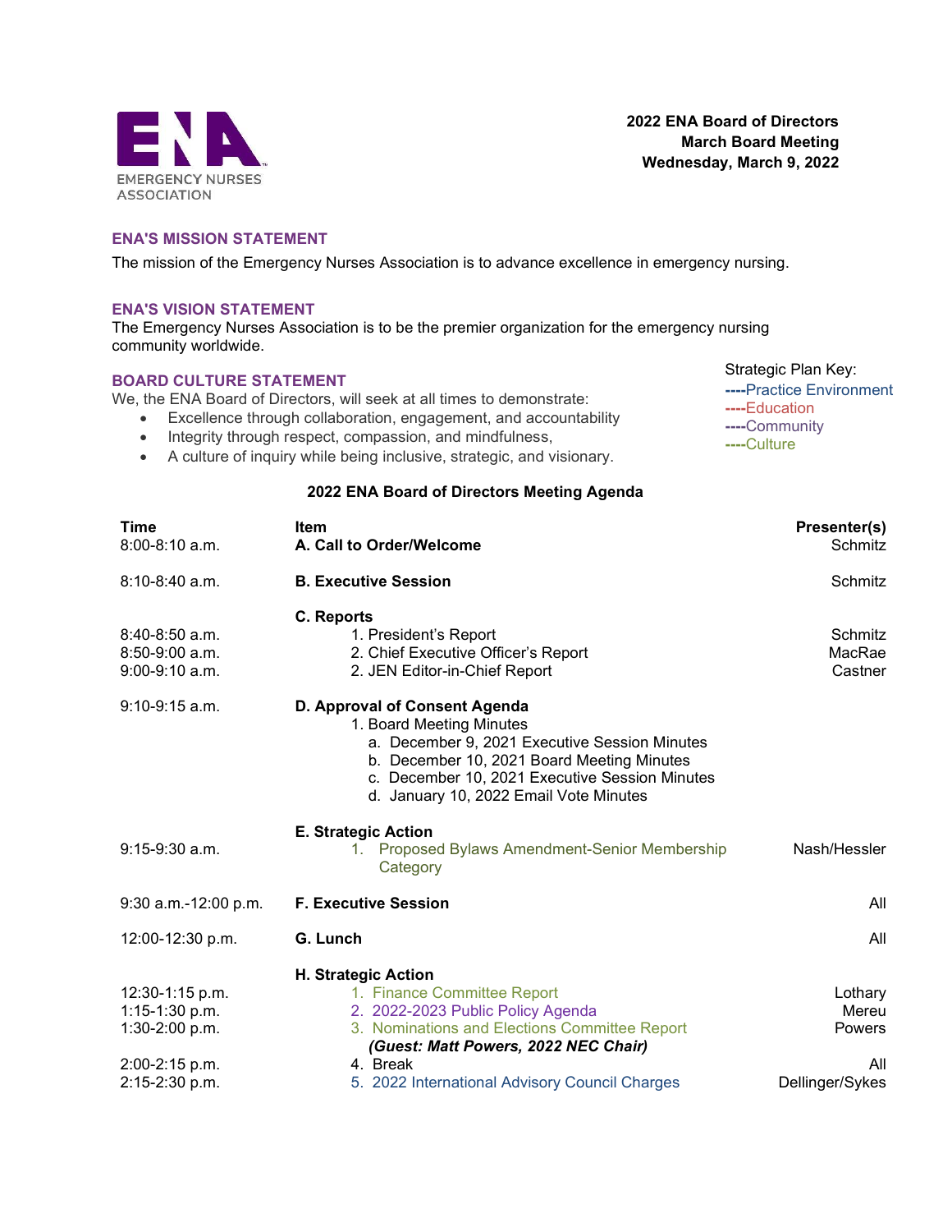EMERGENCY NURSES ASSOCIATION

**2022 ENA Board of Directors**
**March Board Meeting**
**Wednesday, March 9, 2022**

## ENA'S MISSION STATEMENT

The mission of the Emergency Nurses Association is to advance excellence in emergency nursing.

## ENA'S VISION STATEMENT

The Emergency Nurses Association is to be the premier organization for the emergency nursing community worldwide.

## BOARD CULTURE STATEMENT

We, the ENA Board of Directors, will seek at all times to demonstrate:

- Excellence through collaboration, engagement, and accountability
- Integrity through respect, compassion, and mindfulness,
- A culture of inquiry while being inclusive, strategic, and visionary.

Strategic Plan Key:
----Practice Environment
----Education
----Community
----Culture

### 2022 ENA Board of Directors Meeting Agenda

| Time | Item | Presenter(s) |
|---|---|---|
| 8:00-8:10 a.m. | **A. Call to Order/Welcome** | Schmitz |
| 8:10-8:40 a.m. | **B. Executive Session** | Schmitz |
| | **C. Reports** | |
| 8:40-8:50 a.m. | 1. President's Report | Schmitz |
| 8:50-9:00 a.m. | 2. Chief Executive Officer's Report | MacRae |
| 9:00-9:10 a.m. | 2. JEN Editor-in-Chief Report | Castner |
| 9:10-9:15 a.m. | **D. Approval of Consent Agenda** | |
| | 1. Board Meeting Minutes | |
| | a. December 9, 2021 Executive Session Minutes | |
| | b. December 10, 2021 Board Meeting Minutes | |
| | c. December 10, 2021 Executive Session Minutes | |
| | d. January 10, 2022 Email Vote Minutes | |
| | **E. Strategic Action** | |
| 9:15-9:30 a.m. | 1. Proposed Bylaws Amendment-Senior Membership Category | Nash/Hessler |
| 9:30 a.m.-12:00 p.m. | **F. Executive Session** | All |
| 12:00-12:30 p.m. | **G. Lunch** | All |
| | **H. Strategic Action** | |
| 12:30-1:15 p.m. | 1. Finance Committee Report | Lothary |
| 1:15-1:30 p.m. | 2. 2022-2023 Public Policy Agenda | Mereu |
| 1:30-2:00 p.m. | 3. Nominations and Elections Committee Report ***(Guest: Matt Powers, 2022 NEC Chair)*** | Powers |
| 2:00-2:15 p.m. | 4. Break | All |
| 2:15-2:30 p.m. | 5. 2022 International Advisory Council Charges | Dellinger/Sykes |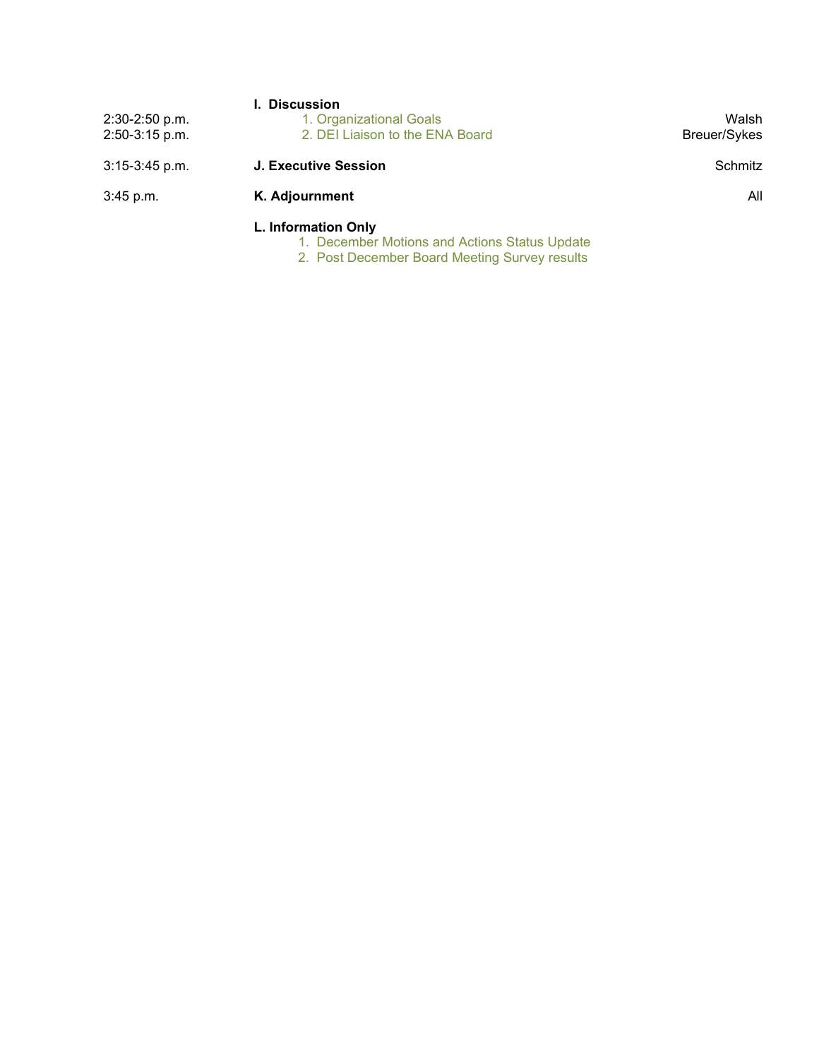| | | |
|---|---|---|
| | **I. Discussion** | |
| 2:30-2:50 p.m. | 1. Organizational Goals | Walsh |
| 2:50-3:15 p.m. | 2. DEI Liaison to the ENA Board | Breuer/Sykes |
| 3:15-3:45 p.m. | **J. Executive Session** | Schmitz |
| 3:45 p.m. | **K. Adjournment** | All |
| | **L. Information Only** | |
| | 1. December Motions and Actions Status Update | |
| | 2. Post December Board Meeting Survey results | |